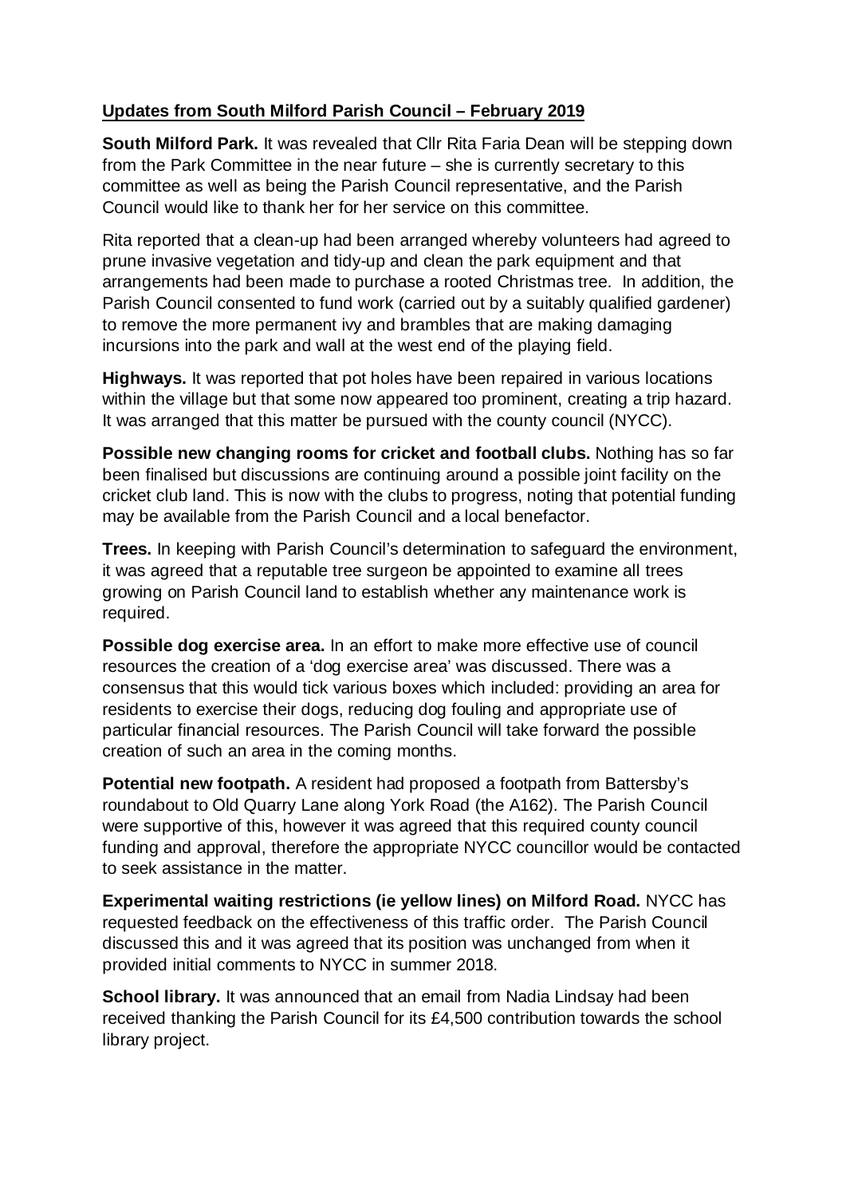**<u>Updates from South Milford Parish Council – February 2019</u>**

**South Milford Park.** It was revealed that Cllr Rita Faria Dean will be stepping down from the Park Committee in the near future – she is currently secretary to this committee as well as being the Parish Council representative, and the Parish Council would like to thank her for her service on this committee.

Rita reported that a clean-up had been arranged whereby volunteers had agreed to prune invasive vegetation and tidy-up and clean the park equipment and that arrangements had been made to purchase a rooted Christmas tree. In addition, the Parish Council consented to fund work (carried out by a suitably qualified gardener) to remove the more permanent ivy and brambles that are making damaging incursions into the park and wall at the west end of the playing field.

**Highways.** It was reported that pot holes have been repaired in various locations within the village but that some now appeared too prominent, creating a trip hazard. It was arranged that this matter be pursued with the county council (NYCC).

**Possible new changing rooms for cricket and football clubs.** Nothing has so far been finalised but discussions are continuing around a possible joint facility on the cricket club land. This is now with the clubs to progress, noting that potential funding may be available from the Parish Council and a local benefactor.

**Trees.** In keeping with Parish Council's determination to safeguard the environment, it was agreed that a reputable tree surgeon be appointed to examine all trees growing on Parish Council land to establish whether any maintenance work is required.

**Possible dog exercise area.** In an effort to make more effective use of council resources the creation of a 'dog exercise area' was discussed. There was a consensus that this would tick various boxes which included: providing an area for residents to exercise their dogs, reducing dog fouling and appropriate use of particular financial resources. The Parish Council will take forward the possible creation of such an area in the coming months.

**Potential new footpath.** A resident had proposed a footpath from Battersby's roundabout to Old Quarry Lane along York Road (the A162). The Parish Council were supportive of this, however it was agreed that this required county council funding and approval, therefore the appropriate NYCC councillor would be contacted to seek assistance in the matter.

**Experimental waiting restrictions (ie yellow lines) on Milford Road.** NYCC has requested feedback on the effectiveness of this traffic order. The Parish Council discussed this and it was agreed that its position was unchanged from when it provided initial comments to NYCC in summer 2018.

**School library.** It was announced that an email from Nadia Lindsay had been received thanking the Parish Council for its £4,500 contribution towards the school library project.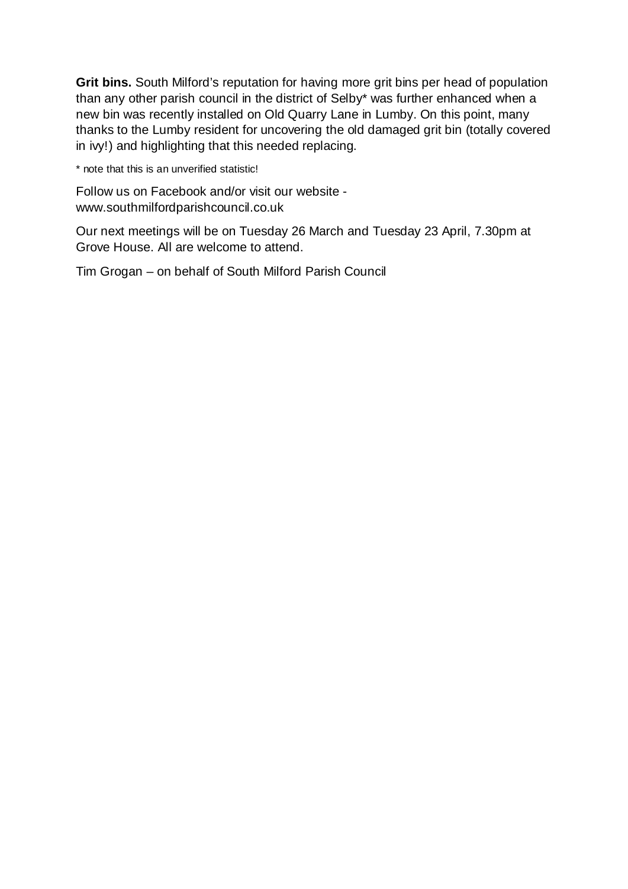**Grit bins.** South Milford's reputation for having more grit bins per head of population than any other parish council in the district of Selby* was further enhanced when a new bin was recently installed on Old Quarry Lane in Lumby. On this point, many thanks to the Lumby resident for uncovering the old damaged grit bin (totally covered in ivy!) and highlighting that this needed replacing.

* note that this is an unverified statistic!

Follow us on Facebook and/or visit our website - www.southmilfordparishcouncil.co.uk

Our next meetings will be on Tuesday 26 March and Tuesday 23 April, 7.30pm at Grove House. All are welcome to attend.

Tim Grogan – on behalf of South Milford Parish Council